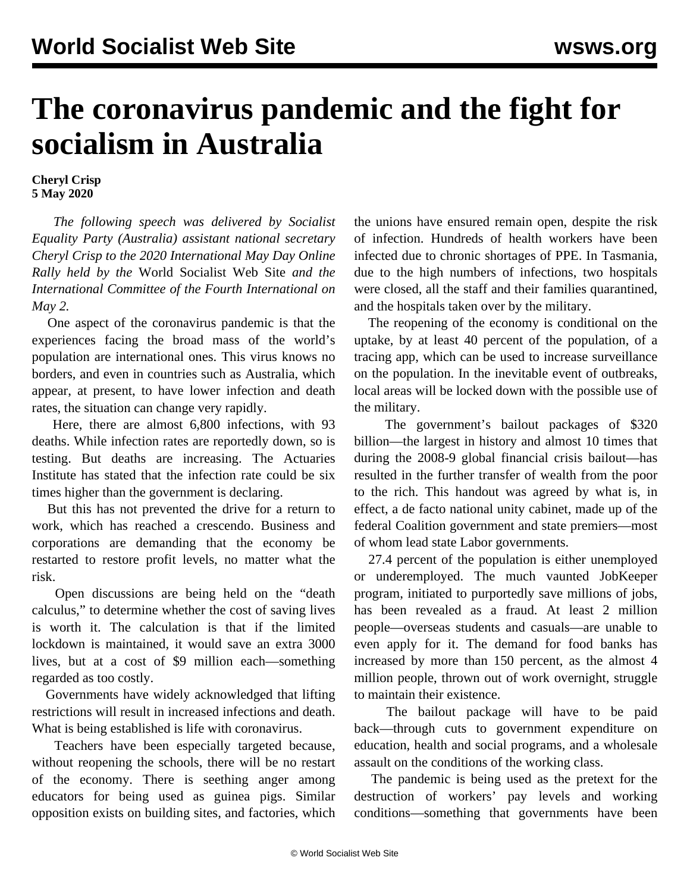# The coronavirus pandemic and the fight for socialism in Australia

**Cheryl Crisp**
**5 May 2020**

*The following speech was delivered by Socialist Equality Party (Australia) assistant national secretary Cheryl Crisp to the 2020 International May Day Online Rally held by the* World Socialist Web Site *and the International Committee of the Fourth International on May 2.*

One aspect of the coronavirus pandemic is that the experiences facing the broad mass of the world's population are international ones. This virus knows no borders, and even in countries such as Australia, which appear, at present, to have lower infection and death rates, the situation can change very rapidly.

Here, there are almost 6,800 infections, with 93 deaths. While infection rates are reportedly down, so is testing. But deaths are increasing. The Actuaries Institute has stated that the infection rate could be six times higher than the government is declaring.

But this has not prevented the drive for a return to work, which has reached a crescendo. Business and corporations are demanding that the economy be restarted to restore profit levels, no matter what the risk.

Open discussions are being held on the "death calculus," to determine whether the cost of saving lives is worth it. The calculation is that if the limited lockdown is maintained, it would save an extra 3000 lives, but at a cost of \$9 million each—something regarded as too costly.

Governments have widely acknowledged that lifting restrictions will result in increased infections and death. What is being established is life with coronavirus.

Teachers have been especially targeted because, without reopening the schools, there will be no restart of the economy. There is seething anger among educators for being used as guinea pigs. Similar opposition exists on building sites, and factories, which the unions have ensured remain open, despite the risk of infection. Hundreds of health workers have been infected due to chronic shortages of PPE. In Tasmania, due to the high numbers of infections, two hospitals were closed, all the staff and their families quarantined, and the hospitals taken over by the military.

The reopening of the economy is conditional on the uptake, by at least 40 percent of the population, of a tracing app, which can be used to increase surveillance on the population. In the inevitable event of outbreaks, local areas will be locked down with the possible use of the military.

The government's bailout packages of \$320 billion—the largest in history and almost 10 times that during the 2008-9 global financial crisis bailout—has resulted in the further transfer of wealth from the poor to the rich. This handout was agreed by what is, in effect, a de facto national unity cabinet, made up of the federal Coalition government and state premiers—most of whom lead state Labor governments.

27.4 percent of the population is either unemployed or underemployed. The much vaunted JobKeeper program, initiated to purportedly save millions of jobs, has been revealed as a fraud. At least 2 million people—overseas students and casuals—are unable to even apply for it. The demand for food banks has increased by more than 150 percent, as the almost 4 million people, thrown out of work overnight, struggle to maintain their existence.

The bailout package will have to be paid back—through cuts to government expenditure on education, health and social programs, and a wholesale assault on the conditions of the working class.

The pandemic is being used as the pretext for the destruction of workers' pay levels and working conditions—something that governments have been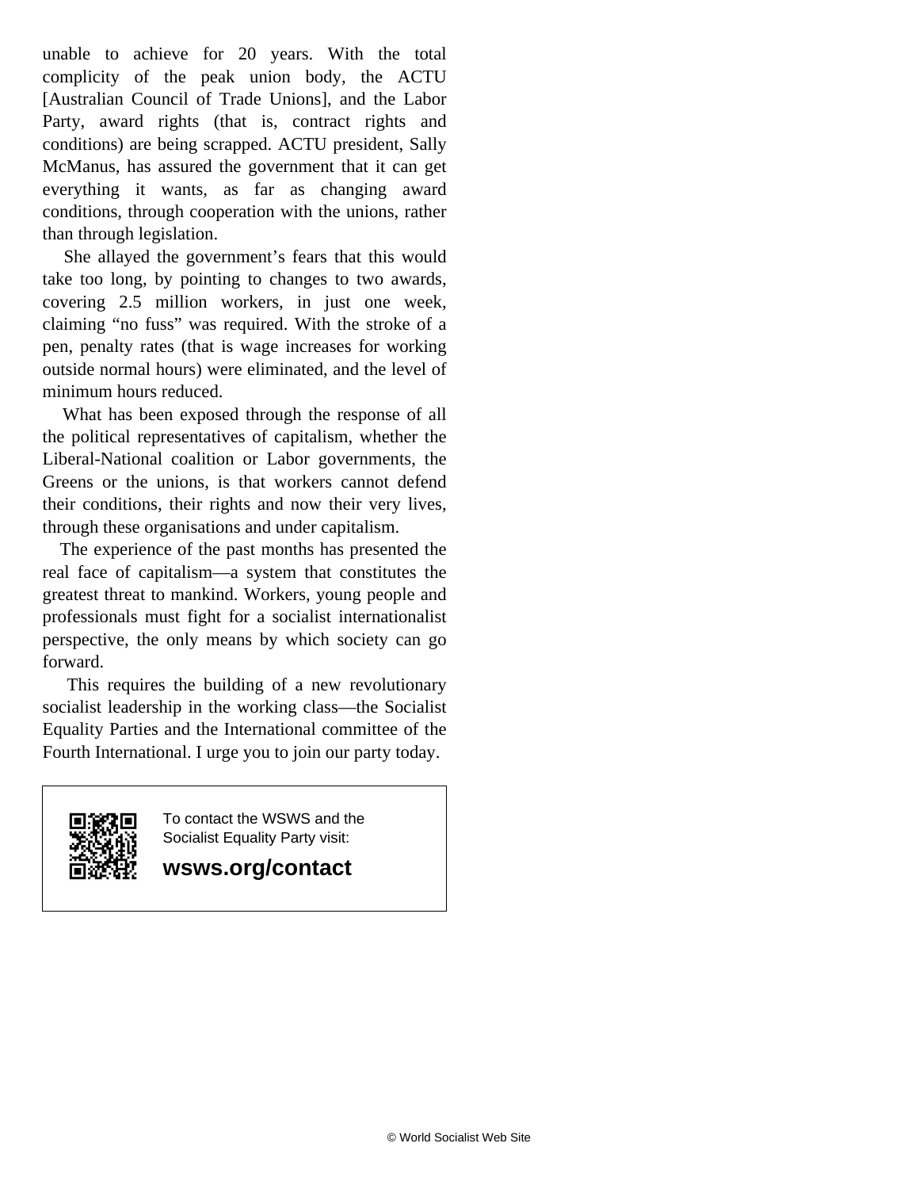unable to achieve for 20 years. With the total complicity of the peak union body, the ACTU [Australian Council of Trade Unions], and the Labor Party, award rights (that is, contract rights and conditions) are being scrapped. ACTU president, Sally McManus, has assured the government that it can get everything it wants, as far as changing award conditions, through cooperation with the unions, rather than through legislation.

She allayed the government's fears that this would take too long, by pointing to changes to two awards, covering 2.5 million workers, in just one week, claiming "no fuss" was required. With the stroke of a pen, penalty rates (that is wage increases for working outside normal hours) were eliminated, and the level of minimum hours reduced.

What has been exposed through the response of all the political representatives of capitalism, whether the Liberal-National coalition or Labor governments, the Greens or the unions, is that workers cannot defend their conditions, their rights and now their very lives, through these organisations and under capitalism.

The experience of the past months has presented the real face of capitalism—a system that constitutes the greatest threat to mankind. Workers, young people and professionals must fight for a socialist internationalist perspective, the only means by which society can go forward.

This requires the building of a new revolutionary socialist leadership in the working class—the Socialist Equality Parties and the International committee of the Fourth International. I urge you to join our party today.

To contact the WSWS and the Socialist Equality Party visit:

**wsws.org/contact**